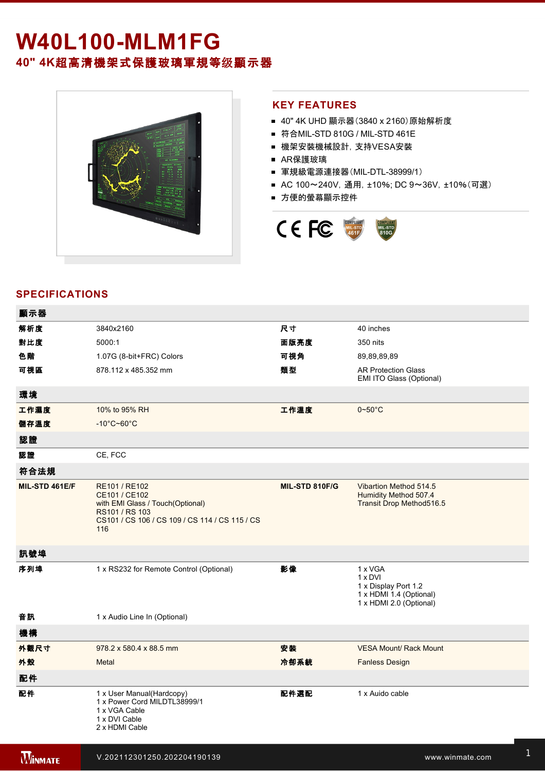# W40L100-MLM1FG

## 40" 4K超高清機架式保護玻璃軍規等级顯示器

## KEY FEATURES

- 40" 4K UHD 顯示器(3840 x 2160)原始解析度
- 符合MIL-STD 810G / MIL-STD 461E
- 機架安裝機械設計，支持VESA安裝
- AR保護玻璃
- 軍規級電源連接器(MIL-DTL-38999/1)
- AC 100～240V，通用，±10%; DC 9～36V，±10%(可選)
- 方便的螢幕顯示控件

## SPECIFICATIONS

| 顯示器 | | | |
|---|---|---|---|
| 解析度 | 3840x2160 | 尺寸 | 40 inches |
| 對比度 | 5000:1 | 面版亮度 | 350 nits |
| 色階 | 1.07G (8-bit+FRC) Colors | 可視角 | 89,89,89,89 |
| 可視區 | 878.112 x 485.352 mm | 類型 | AR Protection Glass<br>EMI ITO Glass (Optional) |
| **環境** | | | |
| 工作濕度 | 10% to 95% RH | 工作溫度 | 0~50°C |
| 儲存溫度 | -10°C~60°C | | |
| **認證** | | | |
| 認證 | CE, FCC | | |
| **符合法規** | | | |
| MIL-STD 461E/F | RE101 / RE102<br>CE101 / CE102<br>with EMI Glass / Touch(Optional)<br>RS101 / RS 103<br>CS101 / CS 106 / CS 109 / CS 114 / CS 115 / CS 116 | MIL-STD 810F/G | Vibartion Method 514.5<br>Humidity Method 507.4<br>Transit Drop Method516.5 |
| **訊號埠** | | | |
| 序列埠 | 1 x RS232 for Remote Control (Optional) | 影像 | 1 x VGA<br>1 x DVI<br>1 x Display Port 1.2<br>1 x HDMI 1.4 (Optional)<br>1 x HDMI 2.0 (Optional) |
| 音訊 | 1 x Audio Line In (Optional) | | |
| **機構** | | | |
| 外觀尺寸 | 978.2 x 580.4 x 88.5 mm | 安裝 | VESA Mount/ Rack Mount |
| 外殼 | Metal | 冷卻系統 | Fanless Design |
| **配件** | | | |
| 配件 | 1 x User Manual(Hardcopy)<br>1 x Power Cord MILDTL38999/1<br>1 x VGA Cable<br>1 x DVI Cable<br>2 x HDMI Cable | 配件選配 | 1 x Auido cable |

V.202112301250.202204190139

www.winmate.com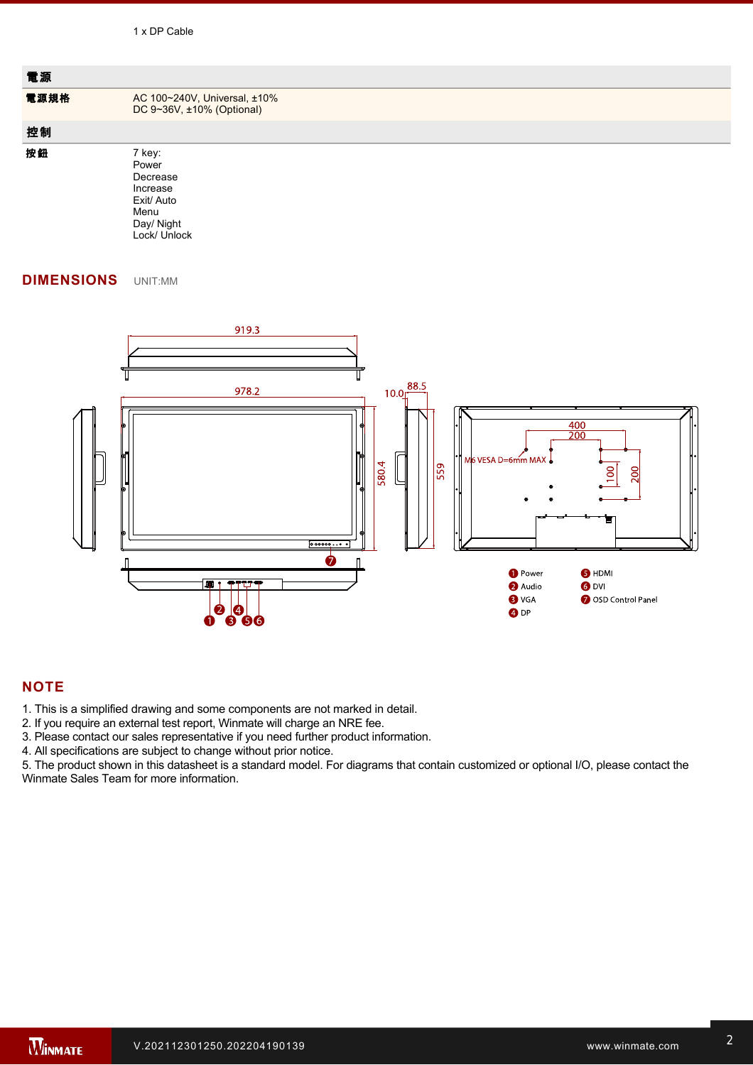1 x DP Cable

| | |
|---|---|
| **電源** | |
| **電源規格** | AC 100~240V, Universal, ±10%<br>DC 9~36V, ±10% (Optional) |
| **控制** | |
| **按鈕** | 7 key:<br>Power<br>Decrease<br>Increase<br>Exit/ Auto<br>Menu<br>Day/ Night<br>Lock/ Unlock |

## DIMENSIONS UNIT:MM

919.3
978.2
10.0
88.5
580.4
559
400
200
M6 VESA D=6mm MAX
100
200

1 Power
2 Audio
3 VGA
4 DP
5 HDMI
6 DVI
7 OSD Control Panel

## NOTE

1. This is a simplified drawing and some components are not marked in detail.
2. If you require an external test report, Winmate will charge an NRE fee.
3. Please contact our sales representative if you need further product information.
4. All specifications are subject to change without prior notice.
5. The product shown in this datasheet is a standard model. For diagrams that contain customized or optional I/O, please contact the Winmate Sales Team for more information.